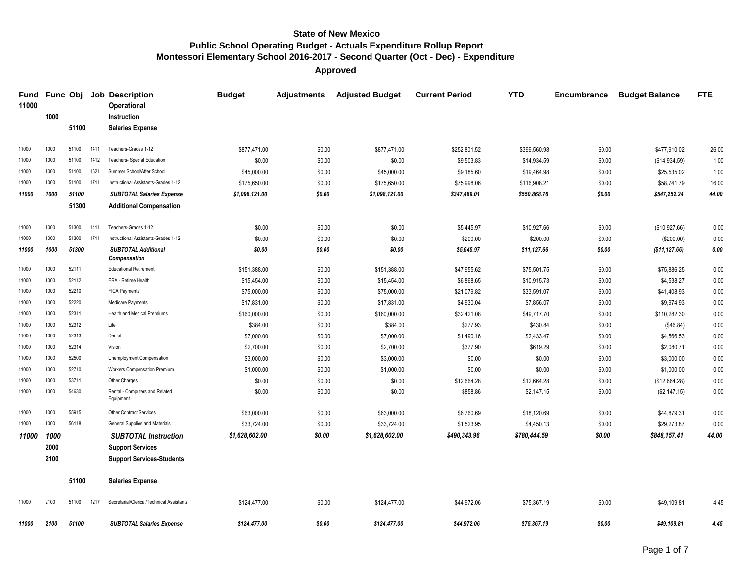# State of New Mexico
## Public School Operating Budget - Actuals Expenditure Rollup Report
## Montessori Elementary School 2016-2017 - Second Quarter (Oct - Dec) - Expenditure
### Approved

| Fund | Func | Obj | Job | Description | Budget | Adjustments | Adjusted Budget | Current Period | YTD | Encumbrance | Budget Balance | FTE |
|---|---|---|---|---|---|---|---|---|---|---|---|---|
| **11000** | | | | **Operational** | | | | | | | | |
| | **1000** | | | **Instruction** | | | | | | | | |
| | | **51100** | | **Salaries Expense** | | | | | | | | |
| 11000 | 1000 | 51100 | 1411 | Teachers-Grades 1-12 | $877,471.00 | $0.00 | $877,471.00 | $252,801.52 | $399,560.98 | $0.00 | $477,910.02 | 26.00 |
| 11000 | 1000 | 51100 | 1412 | Teachers- Special Education | $0.00 | $0.00 | $0.00 | $9,503.83 | $14,934.59 | $0.00 | ($14,934.59) | 1.00 |
| 11000 | 1000 | 51100 | 1621 | Summer School/After School | $45,000.00 | $0.00 | $45,000.00 | $9,185.60 | $19,464.98 | $0.00 | $25,535.02 | 1.00 |
| 11000 | 1000 | 51100 | 1711 | Instructional Assistants-Grades 1-12 | $175,650.00 | $0.00 | $175,650.00 | $75,998.06 | $116,908.21 | $0.00 | $58,741.79 | 16.00 |
| ***11000*** | ***1000*** | ***51100*** | | ***SUBTOTAL Salaries Expense*** | ***$1,098,121.00*** | ***$0.00*** | ***$1,098,121.00*** | ***$347,489.01*** | ***$550,868.76*** | ***$0.00*** | ***$547,252.24*** | ***44.00*** |
| | | **51300** | | **Additional Compensation** | | | | | | | | |
| 11000 | 1000 | 51300 | 1411 | Teachers-Grades 1-12 | $0.00 | $0.00 | $0.00 | $5,445.97 | $10,927.66 | $0.00 | ($10,927.66) | 0.00 |
| 11000 | 1000 | 51300 | 1711 | Instructional Assistants-Grades 1-12 | $0.00 | $0.00 | $0.00 | $200.00 | $200.00 | $0.00 | ($200.00) | 0.00 |
| ***11000*** | ***1000*** | ***51300*** | | ***SUBTOTAL Additional Compensation*** | ***$0.00*** | ***$0.00*** | ***$0.00*** | ***$5,645.97*** | ***$11,127.66*** | ***$0.00*** | ***($11,127.66)*** | ***0.00*** |
| 11000 | 1000 | 52111 | | Educational Retirement | $151,388.00 | $0.00 | $151,388.00 | $47,955.62 | $75,501.75 | $0.00 | $75,886.25 | 0.00 |
| 11000 | 1000 | 52112 | | ERA - Retiree Health | $15,454.00 | $0.00 | $15,454.00 | $6,868.65 | $10,915.73 | $0.00 | $4,538.27 | 0.00 |
| 11000 | 1000 | 52210 | | FICA Payments | $75,000.00 | $0.00 | $75,000.00 | $21,079.82 | $33,591.07 | $0.00 | $41,408.93 | 0.00 |
| 11000 | 1000 | 52220 | | Medicare Payments | $17,831.00 | $0.00 | $17,831.00 | $4,930.04 | $7,856.07 | $0.00 | $9,974.93 | 0.00 |
| 11000 | 1000 | 52311 | | Health and Medical Premiums | $160,000.00 | $0.00 | $160,000.00 | $32,421.08 | $49,717.70 | $0.00 | $110,282.30 | 0.00 |
| 11000 | 1000 | 52312 | | Life | $384.00 | $0.00 | $384.00 | $277.93 | $430.84 | $0.00 | ($46.84) | 0.00 |
| 11000 | 1000 | 52313 | | Dental | $7,000.00 | $0.00 | $7,000.00 | $1,490.16 | $2,433.47 | $0.00 | $4,566.53 | 0.00 |
| 11000 | 1000 | 52314 | | Vision | $2,700.00 | $0.00 | $2,700.00 | $377.90 | $619.29 | $0.00 | $2,080.71 | 0.00 |
| 11000 | 1000 | 52500 | | Unemployment Compensation | $3,000.00 | $0.00 | $3,000.00 | $0.00 | $0.00 | $0.00 | $3,000.00 | 0.00 |
| 11000 | 1000 | 52710 | | Workers Compensation Premium | $1,000.00 | $0.00 | $1,000.00 | $0.00 | $0.00 | $0.00 | $1,000.00 | 0.00 |
| 11000 | 1000 | 53711 | | Other Charges | $0.00 | $0.00 | $0.00 | $12,664.28 | $12,664.28 | $0.00 | ($12,664.28) | 0.00 |
| 11000 | 1000 | 54630 | | Rental - Computers and Related Equipment | $0.00 | $0.00 | $0.00 | $858.86 | $2,147.15 | $0.00 | ($2,147.15) | 0.00 |
| 11000 | 1000 | 55915 | | Other Contract Services | $63,000.00 | $0.00 | $63,000.00 | $6,760.69 | $18,120.69 | $0.00 | $44,879.31 | 0.00 |
| 11000 | 1000 | 56118 | | General Supplies and Materials | $33,724.00 | $0.00 | $33,724.00 | $1,523.95 | $4,450.13 | $0.00 | $29,273.87 | 0.00 |
| ***11000*** | ***1000*** | | | ***SUBTOTAL Instruction*** | ***$1,628,602.00*** | ***$0.00*** | ***$1,628,602.00*** | ***$490,343.96*** | ***$780,444.59*** | ***$0.00*** | ***$848,157.41*** | ***44.00*** |
| | **2000** | | | **Support Services** | | | | | | | | |
| | **2100** | | | **Support Services-Students** | | | | | | | | |
| | | **51100** | | **Salaries Expense** | | | | | | | | |
| 11000 | 2100 | 51100 | 1217 | Secretarial/Clerical/Technical Assistants | $124,477.00 | $0.00 | $124,477.00 | $44,972.06 | $75,367.19 | $0.00 | $49,109.81 | 4.45 |
| ***11000*** | ***2100*** | ***51100*** | | ***SUBTOTAL Salaries Expense*** | ***$124,477.00*** | ***$0.00*** | ***$124,477.00*** | ***$44,972.06*** | ***$75,367.19*** | ***$0.00*** | ***$49,109.81*** | ***4.45*** |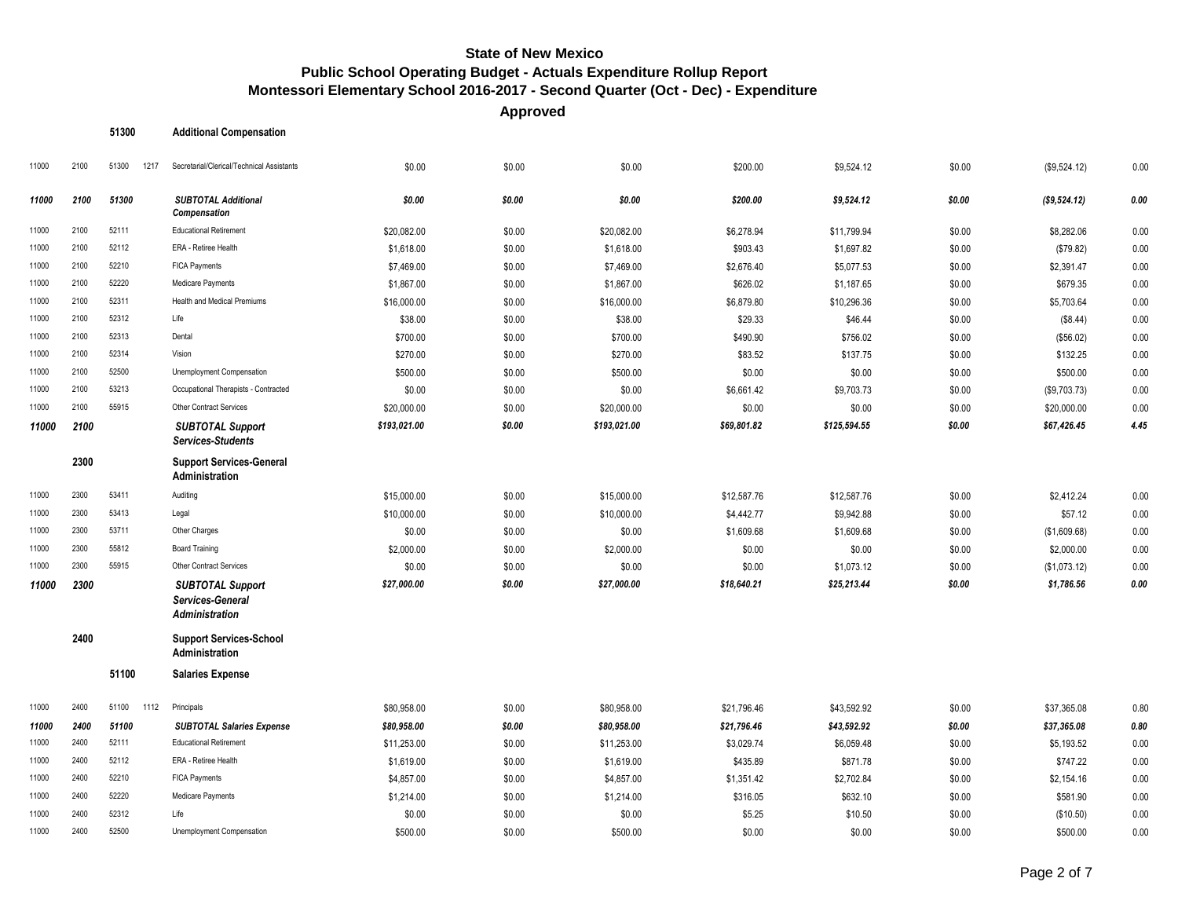# State of New Mexico
## Public School Operating Budget - Actuals Expenditure Rollup Report
## Montessori Elementary School 2016-2017 - Second Quarter (Oct - Dec) - Expenditure

**Approved**

| | | | | | | | | | | | | |
|---|---|---|---|---|---|---|---|---|---|---|---|---|
| | | **51300** | | **Additional Compensation** | | | | | | | | |
| 11000 | 2100 | 51300 | 1217 | Secretarial/Clerical/Technical Assistants | $0.00 | $0.00 | $0.00 | $200.00 | $9,524.12 | $0.00 | ($9,524.12) | 0.00 |
| ***11000*** | ***2100*** | ***51300*** | | ***SUBTOTAL Additional Compensation*** | ***$0.00*** | ***$0.00*** | ***$0.00*** | ***$200.00*** | ***$9,524.12*** | ***$0.00*** | ***($9,524.12)*** | ***0.00*** |
| 11000 | 2100 | 52111 | | Educational Retirement | $20,082.00 | $0.00 | $20,082.00 | $6,278.94 | $11,799.94 | $0.00 | $8,282.06 | 0.00 |
| 11000 | 2100 | 52112 | | ERA - Retiree Health | $1,618.00 | $0.00 | $1,618.00 | $903.43 | $1,697.82 | $0.00 | ($79.82) | 0.00 |
| 11000 | 2100 | 52210 | | FICA Payments | $7,469.00 | $0.00 | $7,469.00 | $2,676.40 | $5,077.53 | $0.00 | $2,391.47 | 0.00 |
| 11000 | 2100 | 52220 | | Medicare Payments | $1,867.00 | $0.00 | $1,867.00 | $626.02 | $1,187.65 | $0.00 | $679.35 | 0.00 |
| 11000 | 2100 | 52311 | | Health and Medical Premiums | $16,000.00 | $0.00 | $16,000.00 | $6,879.80 | $10,296.36 | $0.00 | $5,703.64 | 0.00 |
| 11000 | 2100 | 52312 | | Life | $38.00 | $0.00 | $38.00 | $29.33 | $46.44 | $0.00 | ($8.44) | 0.00 |
| 11000 | 2100 | 52313 | | Dental | $700.00 | $0.00 | $700.00 | $490.90 | $756.02 | $0.00 | ($56.02) | 0.00 |
| 11000 | 2100 | 52314 | | Vision | $270.00 | $0.00 | $270.00 | $83.52 | $137.75 | $0.00 | $132.25 | 0.00 |
| 11000 | 2100 | 52500 | | Unemployment Compensation | $500.00 | $0.00 | $500.00 | $0.00 | $0.00 | $0.00 | $500.00 | 0.00 |
| 11000 | 2100 | 53213 | | Occupational Therapists - Contracted | $0.00 | $0.00 | $0.00 | $6,661.42 | $9,703.73 | $0.00 | ($9,703.73) | 0.00 |
| 11000 | 2100 | 55915 | | Other Contract Services | $20,000.00 | $0.00 | $20,000.00 | $0.00 | $0.00 | $0.00 | $20,000.00 | 0.00 |
| ***11000*** | ***2100*** | | | ***SUBTOTAL Support Services-Students*** | ***$193,021.00*** | ***$0.00*** | ***$193,021.00*** | ***$69,801.82*** | ***$125,594.55*** | ***$0.00*** | ***$67,426.45*** | ***4.45*** |
| | **2300** | | | **Support Services-General Administration** | | | | | | | | |
| 11000 | 2300 | 53411 | | Auditing | $15,000.00 | $0.00 | $15,000.00 | $12,587.76 | $12,587.76 | $0.00 | $2,412.24 | 0.00 |
| 11000 | 2300 | 53413 | | Legal | $10,000.00 | $0.00 | $10,000.00 | $4,442.77 | $9,942.88 | $0.00 | $57.12 | 0.00 |
| 11000 | 2300 | 53711 | | Other Charges | $0.00 | $0.00 | $0.00 | $1,609.68 | $1,609.68 | $0.00 | ($1,609.68) | 0.00 |
| 11000 | 2300 | 55812 | | Board Training | $2,000.00 | $0.00 | $2,000.00 | $0.00 | $0.00 | $0.00 | $2,000.00 | 0.00 |
| 11000 | 2300 | 55915 | | Other Contract Services | $0.00 | $0.00 | $0.00 | $0.00 | $1,073.12 | $0.00 | ($1,073.12) | 0.00 |
| ***11000*** | ***2300*** | | | ***SUBTOTAL Support Services-General Administration*** | ***$27,000.00*** | ***$0.00*** | ***$27,000.00*** | ***$18,640.21*** | ***$25,213.44*** | ***$0.00*** | ***$1,786.56*** | ***0.00*** |
| | **2400** | | | **Support Services-School Administration** | | | | | | | | |
| | | **51100** | | **Salaries Expense** | | | | | | | | |
| 11000 | 2400 | 51100 | 1112 | Principals | $80,958.00 | $0.00 | $80,958.00 | $21,796.46 | $43,592.92 | $0.00 | $37,365.08 | 0.80 |
| ***11000*** | ***2400*** | ***51100*** | | ***SUBTOTAL Salaries Expense*** | ***$80,958.00*** | ***$0.00*** | ***$80,958.00*** | ***$21,796.46*** | ***$43,592.92*** | ***$0.00*** | ***$37,365.08*** | ***0.80*** |
| 11000 | 2400 | 52111 | | Educational Retirement | $11,253.00 | $0.00 | $11,253.00 | $3,029.74 | $6,059.48 | $0.00 | $5,193.52 | 0.00 |
| 11000 | 2400 | 52112 | | ERA - Retiree Health | $1,619.00 | $0.00 | $1,619.00 | $435.89 | $871.78 | $0.00 | $747.22 | 0.00 |
| 11000 | 2400 | 52210 | | FICA Payments | $4,857.00 | $0.00 | $4,857.00 | $1,351.42 | $2,702.84 | $0.00 | $2,154.16 | 0.00 |
| 11000 | 2400 | 52220 | | Medicare Payments | $1,214.00 | $0.00 | $1,214.00 | $316.05 | $632.10 | $0.00 | $581.90 | 0.00 |
| 11000 | 2400 | 52312 | | Life | $0.00 | $0.00 | $0.00 | $5.25 | $10.50 | $0.00 | ($10.50) | 0.00 |
| 11000 | 2400 | 52500 | | Unemployment Compensation | $500.00 | $0.00 | $500.00 | $0.00 | $0.00 | $0.00 | $500.00 | 0.00 |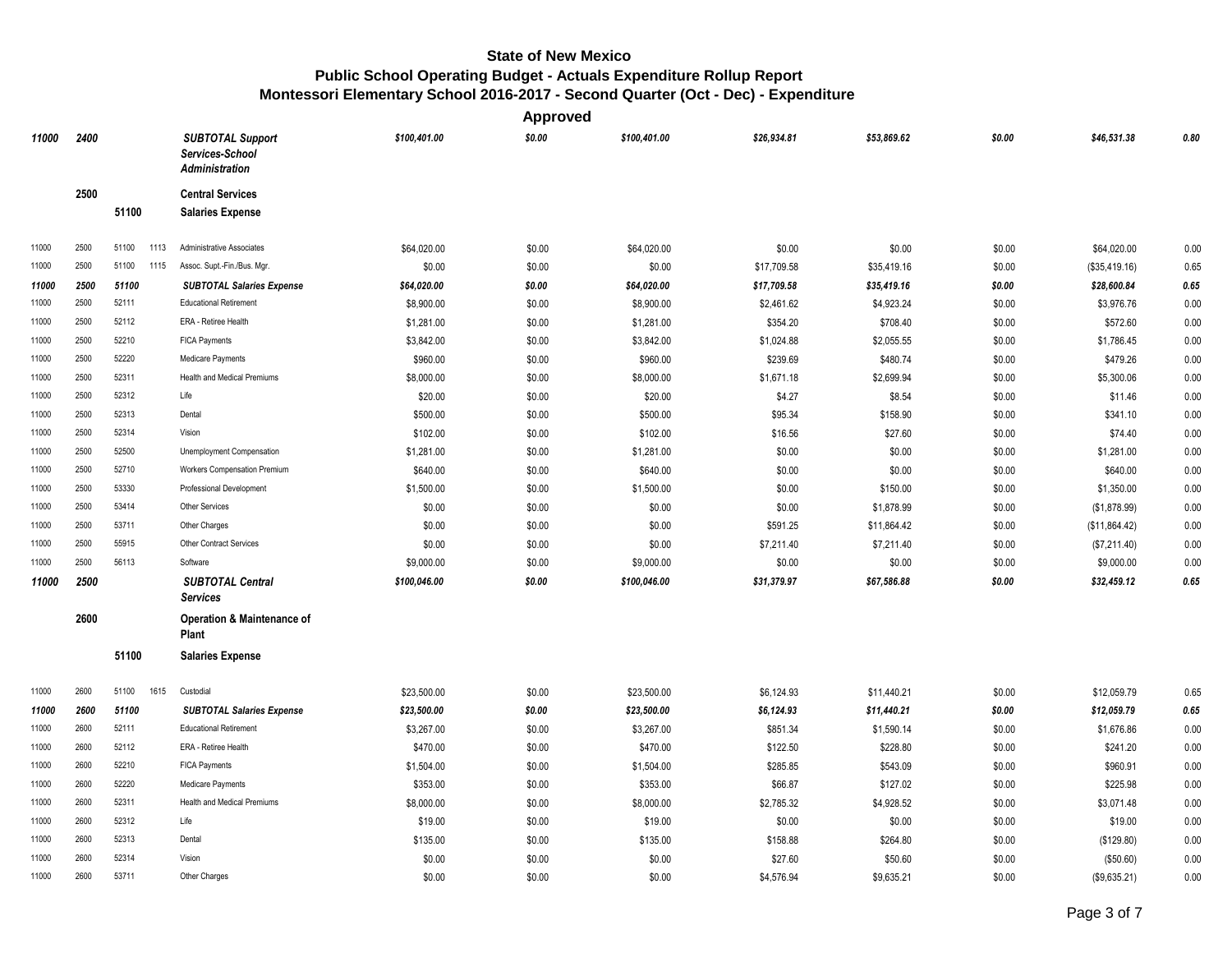# State of New Mexico
## Public School Operating Budget - Actuals Expenditure Rollup Report
## Montessori Elementary School 2016-2017 - Second Quarter (Oct - Dec) - Expenditure

**Approved**

| | | | | | | | | | | | | |
|---|---|---|---|---|---|---|---|---|---|---|---|---|
| ***11000*** | ***2400*** | | | ***SUBTOTAL Support Services-School Administration*** | ***$100,401.00*** | ***$0.00*** | ***$100,401.00*** | ***$26,934.81*** | ***$53,869.62*** | ***$0.00*** | ***$46,531.38*** | ***0.80*** |
| | **2500** | | | **Central Services** | | | | | | | | |
| | | **51100** | | **Salaries Expense** | | | | | | | | |
| 11000 | 2500 | 51100 | 1113 | Administrative Associates | $64,020.00 | $0.00 | $64,020.00 | $0.00 | $0.00 | $0.00 | $64,020.00 | 0.00 |
| 11000 | 2500 | 51100 | 1115 | Assoc. Supt.-Fin./Bus. Mgr. | $0.00 | $0.00 | $0.00 | $17,709.58 | $35,419.16 | $0.00 | ($35,419.16) | 0.65 |
| ***11000*** | ***2500*** | ***51100*** | | ***SUBTOTAL Salaries Expense*** | ***$64,020.00*** | ***$0.00*** | ***$64,020.00*** | ***$17,709.58*** | ***$35,419.16*** | ***$0.00*** | ***$28,600.84*** | ***0.65*** |
| 11000 | 2500 | 52111 | | Educational Retirement | $8,900.00 | $0.00 | $8,900.00 | $2,461.62 | $4,923.24 | $0.00 | $3,976.76 | 0.00 |
| 11000 | 2500 | 52112 | | ERA - Retiree Health | $1,281.00 | $0.00 | $1,281.00 | $354.20 | $708.40 | $0.00 | $572.60 | 0.00 |
| 11000 | 2500 | 52210 | | FICA Payments | $3,842.00 | $0.00 | $3,842.00 | $1,024.88 | $2,055.55 | $0.00 | $1,786.45 | 0.00 |
| 11000 | 2500 | 52220 | | Medicare Payments | $960.00 | $0.00 | $960.00 | $239.69 | $480.74 | $0.00 | $479.26 | 0.00 |
| 11000 | 2500 | 52311 | | Health and Medical Premiums | $8,000.00 | $0.00 | $8,000.00 | $1,671.18 | $2,699.94 | $0.00 | $5,300.06 | 0.00 |
| 11000 | 2500 | 52312 | | Life | $20.00 | $0.00 | $20.00 | $4.27 | $8.54 | $0.00 | $11.46 | 0.00 |
| 11000 | 2500 | 52313 | | Dental | $500.00 | $0.00 | $500.00 | $95.34 | $158.90 | $0.00 | $341.10 | 0.00 |
| 11000 | 2500 | 52314 | | Vision | $102.00 | $0.00 | $102.00 | $16.56 | $27.60 | $0.00 | $74.40 | 0.00 |
| 11000 | 2500 | 52500 | | Unemployment Compensation | $1,281.00 | $0.00 | $1,281.00 | $0.00 | $0.00 | $0.00 | $1,281.00 | 0.00 |
| 11000 | 2500 | 52710 | | Workers Compensation Premium | $640.00 | $0.00 | $640.00 | $0.00 | $0.00 | $0.00 | $640.00 | 0.00 |
| 11000 | 2500 | 53330 | | Professional Development | $1,500.00 | $0.00 | $1,500.00 | $0.00 | $150.00 | $0.00 | $1,350.00 | 0.00 |
| 11000 | 2500 | 53414 | | Other Services | $0.00 | $0.00 | $0.00 | $0.00 | $1,878.99 | $0.00 | ($1,878.99) | 0.00 |
| 11000 | 2500 | 53711 | | Other Charges | $0.00 | $0.00 | $0.00 | $591.25 | $11,864.42 | $0.00 | ($11,864.42) | 0.00 |
| 11000 | 2500 | 55915 | | Other Contract Services | $0.00 | $0.00 | $0.00 | $7,211.40 | $7,211.40 | $0.00 | ($7,211.40) | 0.00 |
| 11000 | 2500 | 56113 | | Software | $9,000.00 | $0.00 | $9,000.00 | $0.00 | $0.00 | $0.00 | $9,000.00 | 0.00 |
| ***11000*** | ***2500*** | | | ***SUBTOTAL Central Services*** | ***$100,046.00*** | ***$0.00*** | ***$100,046.00*** | ***$31,379.97*** | ***$67,586.88*** | ***$0.00*** | ***$32,459.12*** | ***0.65*** |
| | **2600** | | | **Operation & Maintenance of Plant** | | | | | | | | |
| | | **51100** | | **Salaries Expense** | | | | | | | | |
| 11000 | 2600 | 51100 | 1615 | Custodial | $23,500.00 | $0.00 | $23,500.00 | $6,124.93 | $11,440.21 | $0.00 | $12,059.79 | 0.65 |
| ***11000*** | ***2600*** | ***51100*** | | ***SUBTOTAL Salaries Expense*** | ***$23,500.00*** | ***$0.00*** | ***$23,500.00*** | ***$6,124.93*** | ***$11,440.21*** | ***$0.00*** | ***$12,059.79*** | ***0.65*** |
| 11000 | 2600 | 52111 | | Educational Retirement | $3,267.00 | $0.00 | $3,267.00 | $851.34 | $1,590.14 | $0.00 | $1,676.86 | 0.00 |
| 11000 | 2600 | 52112 | | ERA - Retiree Health | $470.00 | $0.00 | $470.00 | $122.50 | $228.80 | $0.00 | $241.20 | 0.00 |
| 11000 | 2600 | 52210 | | FICA Payments | $1,504.00 | $0.00 | $1,504.00 | $285.85 | $543.09 | $0.00 | $960.91 | 0.00 |
| 11000 | 2600 | 52220 | | Medicare Payments | $353.00 | $0.00 | $353.00 | $66.87 | $127.02 | $0.00 | $225.98 | 0.00 |
| 11000 | 2600 | 52311 | | Health and Medical Premiums | $8,000.00 | $0.00 | $8,000.00 | $2,785.32 | $4,928.52 | $0.00 | $3,071.48 | 0.00 |
| 11000 | 2600 | 52312 | | Life | $19.00 | $0.00 | $19.00 | $0.00 | $0.00 | $0.00 | $19.00 | 0.00 |
| 11000 | 2600 | 52313 | | Dental | $135.00 | $0.00 | $135.00 | $158.88 | $264.80 | $0.00 | ($129.80) | 0.00 |
| 11000 | 2600 | 52314 | | Vision | $0.00 | $0.00 | $0.00 | $27.60 | $50.60 | $0.00 | ($50.60) | 0.00 |
| 11000 | 2600 | 53711 | | Other Charges | $0.00 | $0.00 | $0.00 | $4,576.94 | $9,635.21 | $0.00 | ($9,635.21) | 0.00 |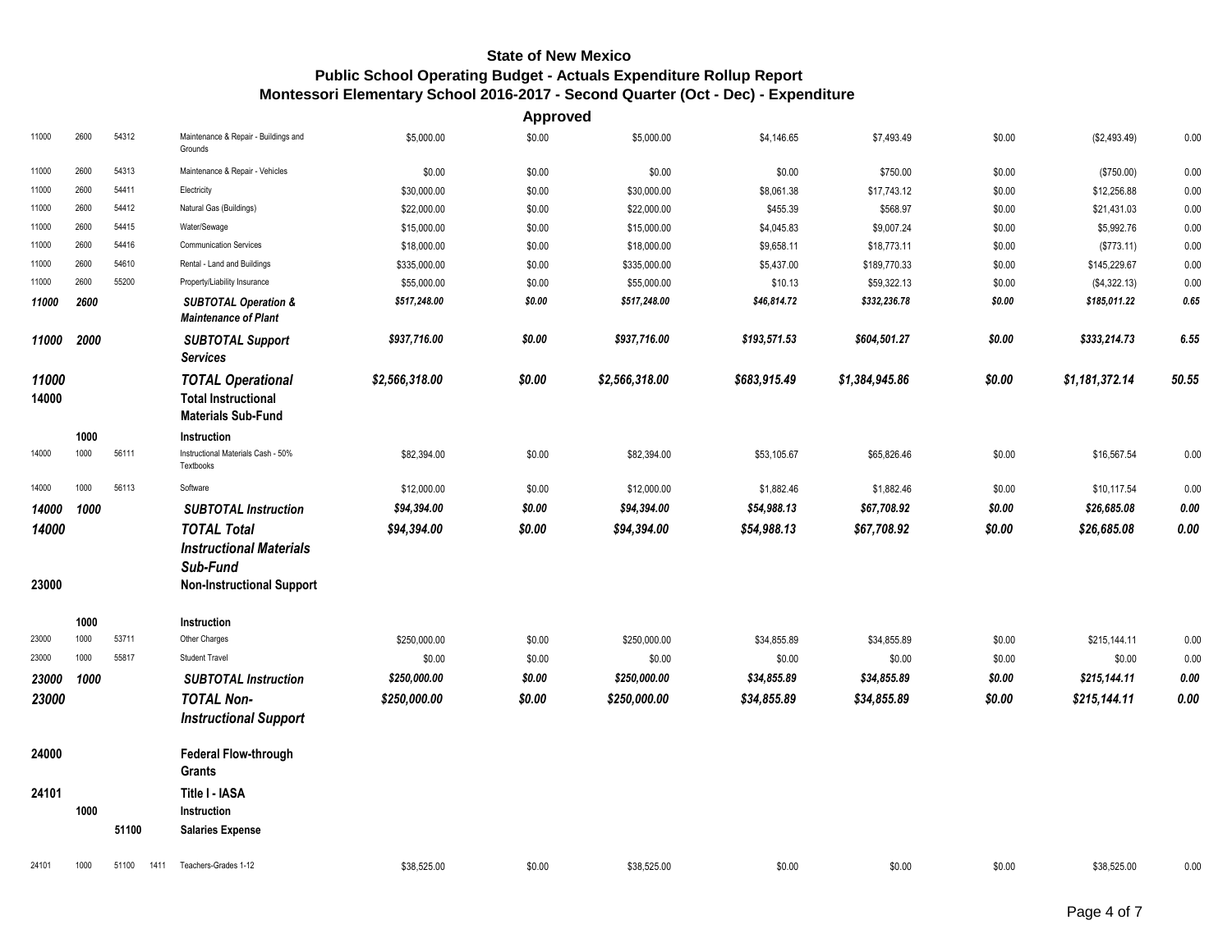# State of New Mexico
## Public School Operating Budget - Actuals Expenditure Rollup Report
## Montessori Elementary School 2016-2017 - Second Quarter (Oct - Dec) - Expenditure

**Approved**

| Fund | Function | Object | | Description | | | | | | | | |
|---|---|---|---|---|---|---|---|---|---|---|---|---|
| 11000 | 2600 | 54312 | | Maintenance & Repair - Buildings and Grounds | $5,000.00 | $0.00 | $5,000.00 | $4,146.65 | $7,493.49 | $0.00 | ($2,493.49) | 0.00 |
| 11000 | 2600 | 54313 | | Maintenance & Repair - Vehicles | $0.00 | $0.00 | $0.00 | $0.00 | $750.00 | $0.00 | ($750.00) | 0.00 |
| 11000 | 2600 | 54411 | | Electricity | $30,000.00 | $0.00 | $30,000.00 | $8,061.38 | $17,743.12 | $0.00 | $12,256.88 | 0.00 |
| 11000 | 2600 | 54412 | | Natural Gas (Buildings) | $22,000.00 | $0.00 | $22,000.00 | $455.39 | $568.97 | $0.00 | $21,431.03 | 0.00 |
| 11000 | 2600 | 54415 | | Water/Sewage | $15,000.00 | $0.00 | $15,000.00 | $4,045.83 | $9,007.24 | $0.00 | $5,992.76 | 0.00 |
| 11000 | 2600 | 54416 | | Communication Services | $18,000.00 | $0.00 | $18,000.00 | $9,658.11 | $18,773.11 | $0.00 | ($773.11) | 0.00 |
| 11000 | 2600 | 54610 | | Rental - Land and Buildings | $335,000.00 | $0.00 | $335,000.00 | $5,437.00 | $189,770.33 | $0.00 | $145,229.67 | 0.00 |
| 11000 | 2600 | 55200 | | Property/Liability Insurance | $55,000.00 | $0.00 | $55,000.00 | $10.13 | $59,322.13 | $0.00 | ($4,322.13) | 0.00 |
| ***11000*** | ***2600*** | | | ***SUBTOTAL Operation & Maintenance of Plant*** | ***$517,248.00*** | ***$0.00*** | ***$517,248.00*** | ***$46,814.72*** | ***$332,236.78*** | ***$0.00*** | ***$185,011.22*** | ***0.65*** |
| ***11000*** | ***2000*** | | | ***SUBTOTAL Support Services*** | ***$937,716.00*** | ***$0.00*** | ***$937,716.00*** | ***$193,571.53*** | ***$604,501.27*** | ***$0.00*** | ***$333,214.73*** | ***6.55*** |
| ***11000*** | | | | ***TOTAL Operational*** | ***$2,566,318.00*** | ***$0.00*** | ***$2,566,318.00*** | ***$683,915.49*** | ***$1,384,945.86*** | ***$0.00*** | ***$1,181,372.14*** | ***50.55*** |
| **14000** | | | | **Total Instructional Materials Sub-Fund** | | | | | | | | |
| | **1000** | | | **Instruction** | | | | | | | | |
| 14000 | 1000 | 56111 | | Instructional Materials Cash - 50% Textbooks | $82,394.00 | $0.00 | $82,394.00 | $53,105.67 | $65,826.46 | $0.00 | $16,567.54 | 0.00 |
| 14000 | 1000 | 56113 | | Software | $12,000.00 | $0.00 | $12,000.00 | $1,882.46 | $1,882.46 | $0.00 | $10,117.54 | 0.00 |
| ***14000*** | ***1000*** | | | ***SUBTOTAL Instruction*** | ***$94,394.00*** | ***$0.00*** | ***$94,394.00*** | ***$54,988.13*** | ***$67,708.92*** | ***$0.00*** | ***$26,685.08*** | ***0.00*** |
| ***14000*** | | | | ***TOTAL Total Instructional Materials Sub-Fund*** | ***$94,394.00*** | ***$0.00*** | ***$94,394.00*** | ***$54,988.13*** | ***$67,708.92*** | ***$0.00*** | ***$26,685.08*** | ***0.00*** |
| **23000** | | | | **Non-Instructional Support** | | | | | | | | |
| | **1000** | | | **Instruction** | | | | | | | | |
| 23000 | 1000 | 53711 | | Other Charges | $250,000.00 | $0.00 | $250,000.00 | $34,855.89 | $34,855.89 | $0.00 | $215,144.11 | 0.00 |
| 23000 | 1000 | 55817 | | Student Travel | $0.00 | $0.00 | $0.00 | $0.00 | $0.00 | $0.00 | $0.00 | 0.00 |
| ***23000*** | ***1000*** | | | ***SUBTOTAL Instruction*** | ***$250,000.00*** | ***$0.00*** | ***$250,000.00*** | ***$34,855.89*** | ***$34,855.89*** | ***$0.00*** | ***$215,144.11*** | ***0.00*** |
| ***23000*** | | | | ***TOTAL Non-Instructional Support*** | ***$250,000.00*** | ***$0.00*** | ***$250,000.00*** | ***$34,855.89*** | ***$34,855.89*** | ***$0.00*** | ***$215,144.11*** | ***0.00*** |
| **24000** | | | | **Federal Flow-through Grants** | | | | | | | | |
| **24101** | | | | **Title I - IASA** | | | | | | | | |
| | **1000** | | | **Instruction** | | | | | | | | |
| | | **51100** | | **Salaries Expense** | | | | | | | | |
| 24101 | 1000 | 51100 | 1411 | Teachers-Grades 1-12 | $38,525.00 | $0.00 | $38,525.00 | $0.00 | $0.00 | $0.00 | $38,525.00 | 0.00 |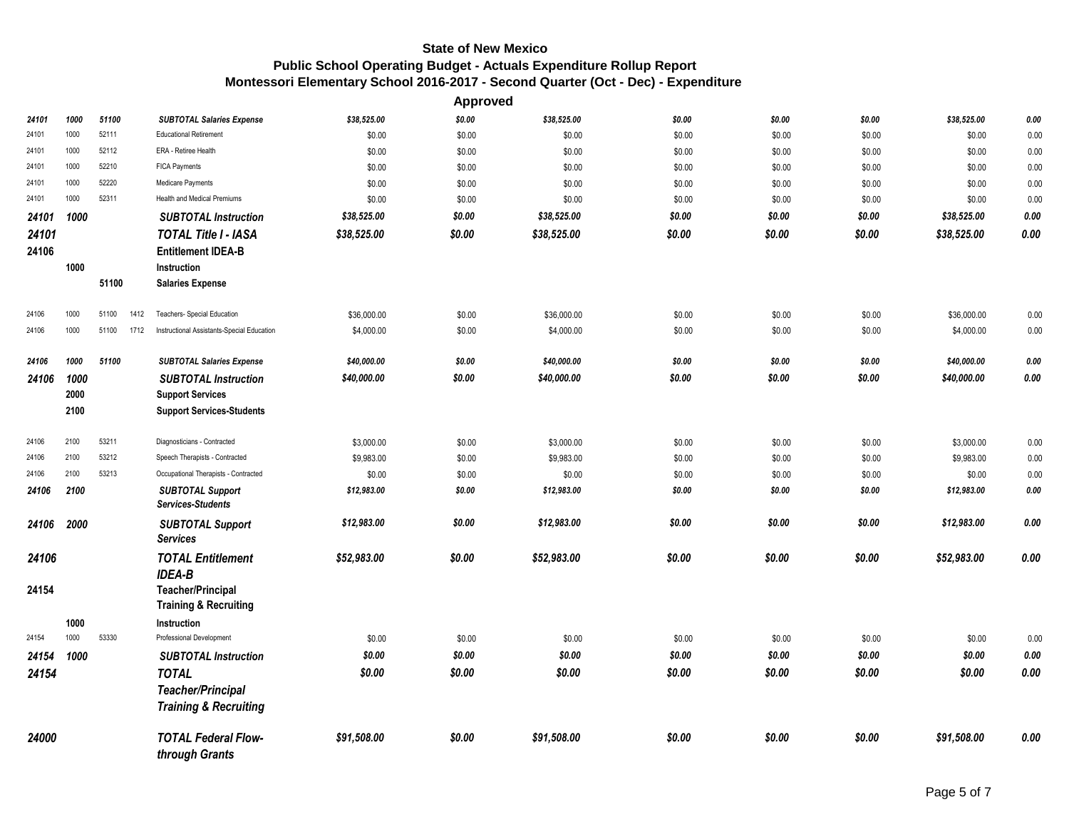# State of New Mexico
## Public School Operating Budget - Actuals Expenditure Rollup Report
### Montessori Elementary School 2016-2017 - Second Quarter (Oct - Dec) - Expenditure

**Approved**

| Fund | Function | Object | | Description | | | | | | | | |
|---|---|---|---|---|---|---|---|---|---|---|---|---|
| *24101* | *1000* | *51100* | | ***SUBTOTAL Salaries Expense*** | *$38,525.00* | *$0.00* | *$38,525.00* | *$0.00* | *$0.00* | *$0.00* | *$38,525.00* | *0.00* |
| 24101 | 1000 | 52111 | | Educational Retirement | $0.00 | $0.00 | $0.00 | $0.00 | $0.00 | $0.00 | $0.00 | 0.00 |
| 24101 | 1000 | 52112 | | ERA - Retiree Health | $0.00 | $0.00 | $0.00 | $0.00 | $0.00 | $0.00 | $0.00 | 0.00 |
| 24101 | 1000 | 52210 | | FICA Payments | $0.00 | $0.00 | $0.00 | $0.00 | $0.00 | $0.00 | $0.00 | 0.00 |
| 24101 | 1000 | 52220 | | Medicare Payments | $0.00 | $0.00 | $0.00 | $0.00 | $0.00 | $0.00 | $0.00 | 0.00 |
| 24101 | 1000 | 52311 | | Health and Medical Premiums | $0.00 | $0.00 | $0.00 | $0.00 | $0.00 | $0.00 | $0.00 | 0.00 |
| *24101* | *1000* | | | ***SUBTOTAL Instruction*** | *$38,525.00* | *$0.00* | *$38,525.00* | *$0.00* | *$0.00* | *$0.00* | *$38,525.00* | *0.00* |
| *24101* | | | | ***TOTAL Title I - IASA*** | *$38,525.00* | *$0.00* | *$38,525.00* | *$0.00* | *$0.00* | *$0.00* | *$38,525.00* | *0.00* |
| **24106** | | | | **Entitlement IDEA-B** | | | | | | | | |
| | **1000** | | | **Instruction** | | | | | | | | |
| | | **51100** | | **Salaries Expense** | | | | | | | | |
| 24106 | 1000 | 51100 | 1412 | Teachers- Special Education | $36,000.00 | $0.00 | $36,000.00 | $0.00 | $0.00 | $0.00 | $36,000.00 | 0.00 |
| 24106 | 1000 | 51100 | 1712 | Instructional Assistants-Special Education | $4,000.00 | $0.00 | $4,000.00 | $0.00 | $0.00 | $0.00 | $4,000.00 | 0.00 |
| *24106* | *1000* | *51100* | | ***SUBTOTAL Salaries Expense*** | *$40,000.00* | *$0.00* | *$40,000.00* | *$0.00* | *$0.00* | *$0.00* | *$40,000.00* | *0.00* |
| *24106* | *1000* | | | ***SUBTOTAL Instruction*** | *$40,000.00* | *$0.00* | *$40,000.00* | *$0.00* | *$0.00* | *$0.00* | *$40,000.00* | *0.00* |
| | **2000** | | | **Support Services** | | | | | | | | |
| | **2100** | | | **Support Services-Students** | | | | | | | | |
| 24106 | 2100 | 53211 | | Diagnosticians - Contracted | $3,000.00 | $0.00 | $3,000.00 | $0.00 | $0.00 | $0.00 | $3,000.00 | 0.00 |
| 24106 | 2100 | 53212 | | Speech Therapists - Contracted | $9,983.00 | $0.00 | $9,983.00 | $0.00 | $0.00 | $0.00 | $9,983.00 | 0.00 |
| 24106 | 2100 | 53213 | | Occupational Therapists - Contracted | $0.00 | $0.00 | $0.00 | $0.00 | $0.00 | $0.00 | $0.00 | 0.00 |
| *24106* | *2100* | | | ***SUBTOTAL Support Services-Students*** | *$12,983.00* | *$0.00* | *$12,983.00* | *$0.00* | *$0.00* | *$0.00* | *$12,983.00* | *0.00* |
| *24106* | *2000* | | | ***SUBTOTAL Support Services*** | *$12,983.00* | *$0.00* | *$12,983.00* | *$0.00* | *$0.00* | *$0.00* | *$12,983.00* | *0.00* |
| *24106* | | | | ***TOTAL Entitlement IDEA-B*** | *$52,983.00* | *$0.00* | *$52,983.00* | *$0.00* | *$0.00* | *$0.00* | *$52,983.00* | *0.00* |
| **24154** | | | | **Teacher/Principal Training & Recruiting** | | | | | | | | |
| | **1000** | | | **Instruction** | | | | | | | | |
| 24154 | 1000 | 53330 | | Professional Development | $0.00 | $0.00 | $0.00 | $0.00 | $0.00 | $0.00 | $0.00 | 0.00 |
| *24154* | *1000* | | | ***SUBTOTAL Instruction*** | *$0.00* | *$0.00* | *$0.00* | *$0.00* | *$0.00* | *$0.00* | *$0.00* | *0.00* |
| *24154* | | | | ***TOTAL Teacher/Principal Training & Recruiting*** | *$0.00* | *$0.00* | *$0.00* | *$0.00* | *$0.00* | *$0.00* | *$0.00* | *0.00* |
| *24000* | | | | ***TOTAL Federal Flow-through Grants*** | *$91,508.00* | *$0.00* | *$91,508.00* | *$0.00* | *$0.00* | *$0.00* | *$91,508.00* | *0.00* |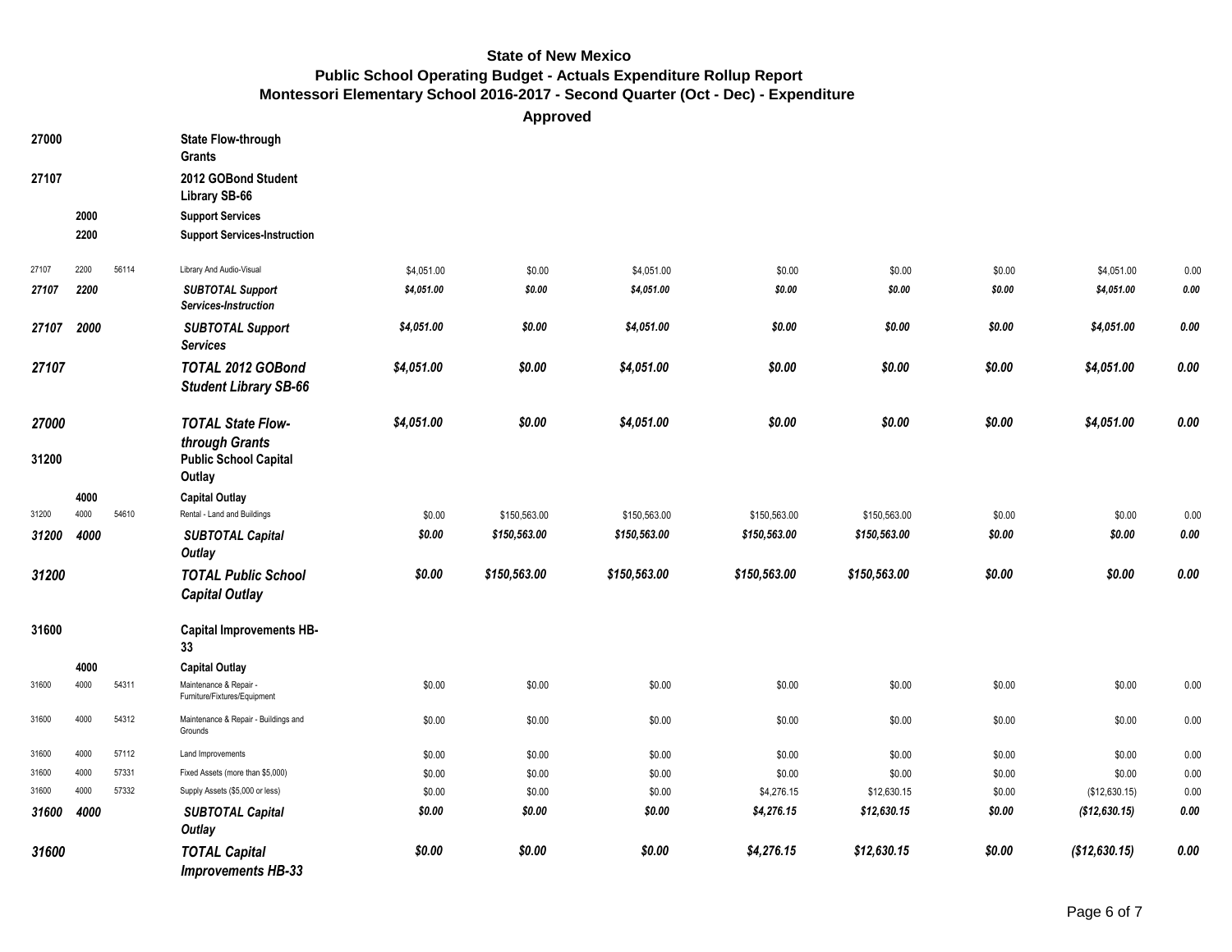**State of New Mexico**
**Public School Operating Budget - Actuals Expenditure Rollup Report**
**Montessori Elementary School 2016-2017 - Second Quarter (Oct - Dec) - Expenditure**

**Approved**

| | | | | | | | | | | | |
|---|---|---|---|---|---|---|---|---|---|---|---|
| **27000** | | | **State Flow-through Grants** | | | | | | | | |
| **27107** | | | **2012 GOBond Student Library SB-66** | | | | | | | | |
| | **2000** | | **Support Services** | | | | | | | | |
| | **2200** | | **Support Services-Instruction** | | | | | | | | |
| 27107 | 2200 | 56114 | Library And Audio-Visual | $4,051.00 | $0.00 | $4,051.00 | $0.00 | $0.00 | $0.00 | $4,051.00 | 0.00 |
| ***27107*** | ***2200*** | | ***SUBTOTAL Support Services-Instruction*** | ***$4,051.00*** | ***$0.00*** | ***$4,051.00*** | ***$0.00*** | ***$0.00*** | ***$0.00*** | ***$4,051.00*** | ***0.00*** |
| ***27107*** | ***2000*** | | ***SUBTOTAL Support Services*** | ***$4,051.00*** | ***$0.00*** | ***$4,051.00*** | ***$0.00*** | ***$0.00*** | ***$0.00*** | ***$4,051.00*** | ***0.00*** |
| ***27107*** | | | ***TOTAL 2012 GOBond Student Library SB-66*** | ***$4,051.00*** | ***$0.00*** | ***$4,051.00*** | ***$0.00*** | ***$0.00*** | ***$0.00*** | ***$4,051.00*** | ***0.00*** |
| ***27000*** | | | ***TOTAL State Flow-through Grants*** | ***$4,051.00*** | ***$0.00*** | ***$4,051.00*** | ***$0.00*** | ***$0.00*** | ***$0.00*** | ***$4,051.00*** | ***0.00*** |
| **31200** | | | **Public School Capital Outlay** | | | | | | | | |
| | **4000** | | **Capital Outlay** | | | | | | | | |
| 31200 | 4000 | 54610 | Rental - Land and Buildings | $0.00 | $150,563.00 | $150,563.00 | $150,563.00 | $150,563.00 | $0.00 | $0.00 | 0.00 |
| ***31200*** | ***4000*** | | ***SUBTOTAL Capital Outlay*** | ***$0.00*** | ***$150,563.00*** | ***$150,563.00*** | ***$150,563.00*** | ***$150,563.00*** | ***$0.00*** | ***$0.00*** | ***0.00*** |
| ***31200*** | | | ***TOTAL Public School Capital Outlay*** | ***$0.00*** | ***$150,563.00*** | ***$150,563.00*** | ***$150,563.00*** | ***$150,563.00*** | ***$0.00*** | ***$0.00*** | ***0.00*** |
| **31600** | | | **Capital Improvements HB-33** | | | | | | | | |
| | **4000** | | **Capital Outlay** | | | | | | | | |
| 31600 | 4000 | 54311 | Maintenance & Repair - Furniture/Fixtures/Equipment | $0.00 | $0.00 | $0.00 | $0.00 | $0.00 | $0.00 | $0.00 | 0.00 |
| 31600 | 4000 | 54312 | Maintenance & Repair - Buildings and Grounds | $0.00 | $0.00 | $0.00 | $0.00 | $0.00 | $0.00 | $0.00 | 0.00 |
| 31600 | 4000 | 57112 | Land Improvements | $0.00 | $0.00 | $0.00 | $0.00 | $0.00 | $0.00 | $0.00 | 0.00 |
| 31600 | 4000 | 57331 | Fixed Assets (more than $5,000) | $0.00 | $0.00 | $0.00 | $0.00 | $0.00 | $0.00 | $0.00 | 0.00 |
| 31600 | 4000 | 57332 | Supply Assets ($5,000 or less) | $0.00 | $0.00 | $0.00 | $4,276.15 | $12,630.15 | $0.00 | ($12,630.15) | 0.00 |
| ***31600*** | ***4000*** | | ***SUBTOTAL Capital Outlay*** | ***$0.00*** | ***$0.00*** | ***$0.00*** | ***$4,276.15*** | ***$12,630.15*** | ***$0.00*** | ***($12,630.15)*** | ***0.00*** |
| ***31600*** | | | ***TOTAL Capital Improvements HB-33*** | ***$0.00*** | ***$0.00*** | ***$0.00*** | ***$4,276.15*** | ***$12,630.15*** | ***$0.00*** | ***($12,630.15)*** | ***0.00*** |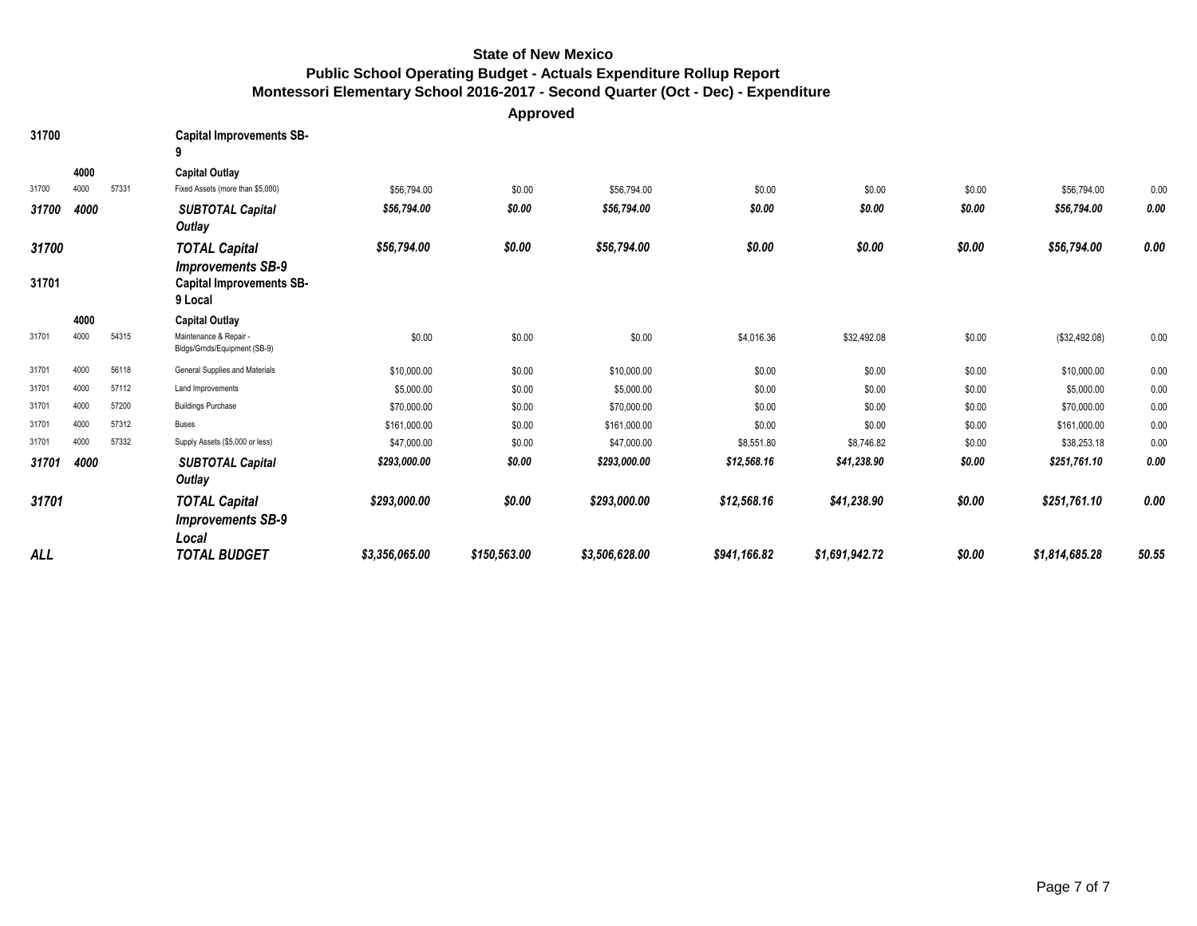**State of New Mexico**
**Public School Operating Budget - Actuals Expenditure Rollup Report**
**Montessori Elementary School 2016-2017 - Second Quarter (Oct - Dec) - Expenditure**
**Approved**

| | | | | | | | | | | | |
|---|---|---|---|---|---|---|---|---|---|---|---|
| **31700** | | | **Capital Improvements SB-9** | | | | | | | | |
| | **4000** | | **Capital Outlay** | | | | | | | | |
| 31700 | 4000 | 57331 | Fixed Assets (more than $5,000) | $56,794.00 | $0.00 | $56,794.00 | $0.00 | $0.00 | $0.00 | $56,794.00 | 0.00 |
| ***31700*** | ***4000*** | | ***SUBTOTAL Capital Outlay*** | ***$56,794.00*** | ***$0.00*** | ***$56,794.00*** | ***$0.00*** | ***$0.00*** | ***$0.00*** | ***$56,794.00*** | ***0.00*** |
| ***31700*** | | | ***TOTAL Capital Improvements SB-9*** | ***$56,794.00*** | ***$0.00*** | ***$56,794.00*** | ***$0.00*** | ***$0.00*** | ***$0.00*** | ***$56,794.00*** | ***0.00*** |
| **31701** | | | **Capital Improvements SB-9 Local** | | | | | | | | |
| | **4000** | | **Capital Outlay** | | | | | | | | |
| 31701 | 4000 | 54315 | Maintenance & Repair - Bldgs/Grnds/Equipment (SB-9) | $0.00 | $0.00 | $0.00 | $4,016.36 | $32,492.08 | $0.00 | ($32,492.08) | 0.00 |
| 31701 | 4000 | 56118 | General Supplies and Materials | $10,000.00 | $0.00 | $10,000.00 | $0.00 | $0.00 | $0.00 | $10,000.00 | 0.00 |
| 31701 | 4000 | 57112 | Land Improvements | $5,000.00 | $0.00 | $5,000.00 | $0.00 | $0.00 | $0.00 | $5,000.00 | 0.00 |
| 31701 | 4000 | 57200 | Buildings Purchase | $70,000.00 | $0.00 | $70,000.00 | $0.00 | $0.00 | $0.00 | $70,000.00 | 0.00 |
| 31701 | 4000 | 57312 | Buses | $161,000.00 | $0.00 | $161,000.00 | $0.00 | $0.00 | $0.00 | $161,000.00 | 0.00 |
| 31701 | 4000 | 57332 | Supply Assets ($5,000 or less) | $47,000.00 | $0.00 | $47,000.00 | $8,551.80 | $8,746.82 | $0.00 | $38,253.18 | 0.00 |
| ***31701*** | ***4000*** | | ***SUBTOTAL Capital Outlay*** | ***$293,000.00*** | ***$0.00*** | ***$293,000.00*** | ***$12,568.16*** | ***$41,238.90*** | ***$0.00*** | ***$251,761.10*** | ***0.00*** |
| ***31701*** | | | ***TOTAL Capital Improvements SB-9 Local*** | ***$293,000.00*** | ***$0.00*** | ***$293,000.00*** | ***$12,568.16*** | ***$41,238.90*** | ***$0.00*** | ***$251,761.10*** | ***0.00*** |
| ***ALL*** | | | ***TOTAL BUDGET*** | ***$3,356,065.00*** | ***$150,563.00*** | ***$3,506,628.00*** | ***$941,166.82*** | ***$1,691,942.72*** | ***$0.00*** | ***$1,814,685.28*** | ***50.55*** |